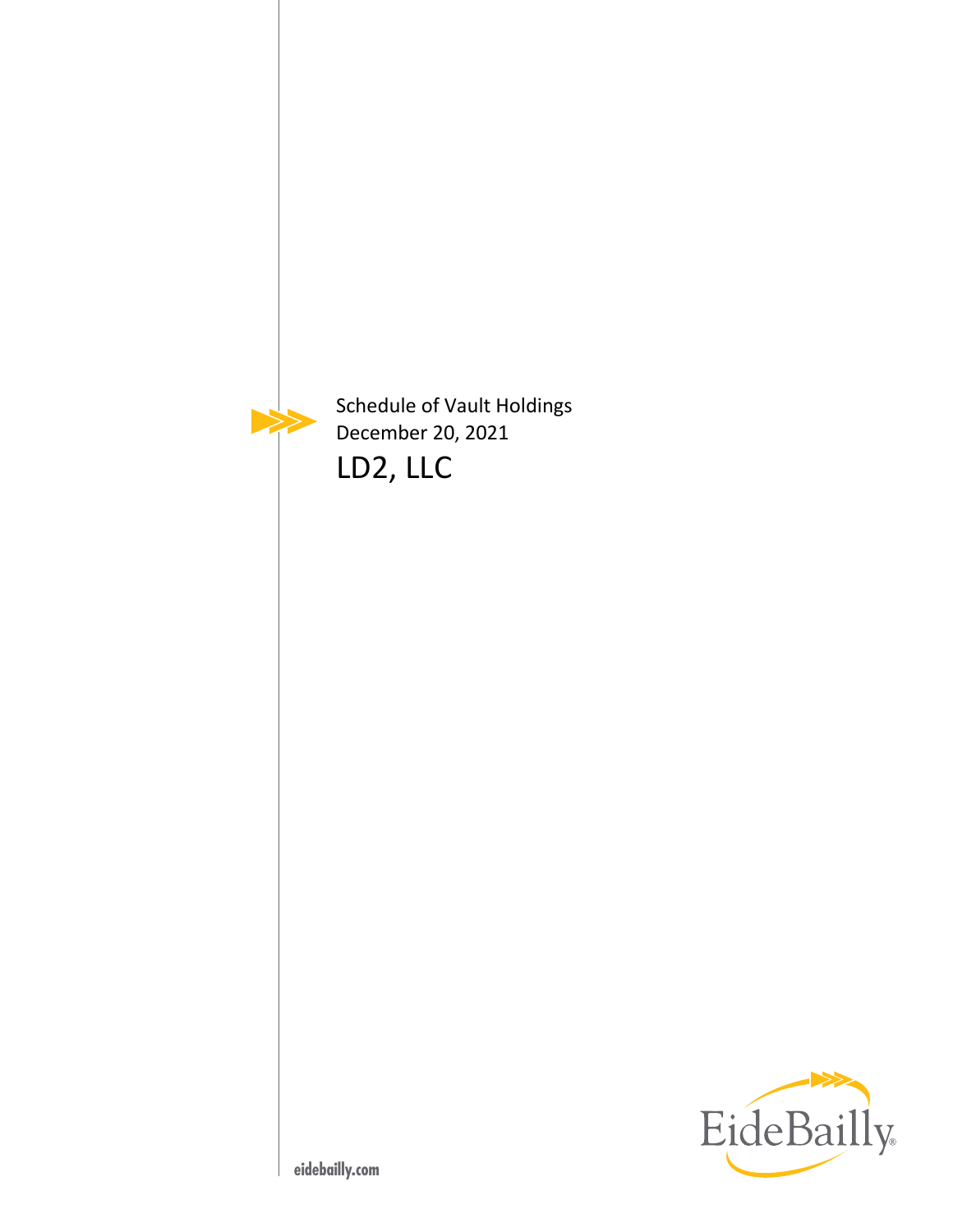Schedule of Vault Holdings

December 20, 2021

# LD2, LLC

EideBailly

eidebailly.com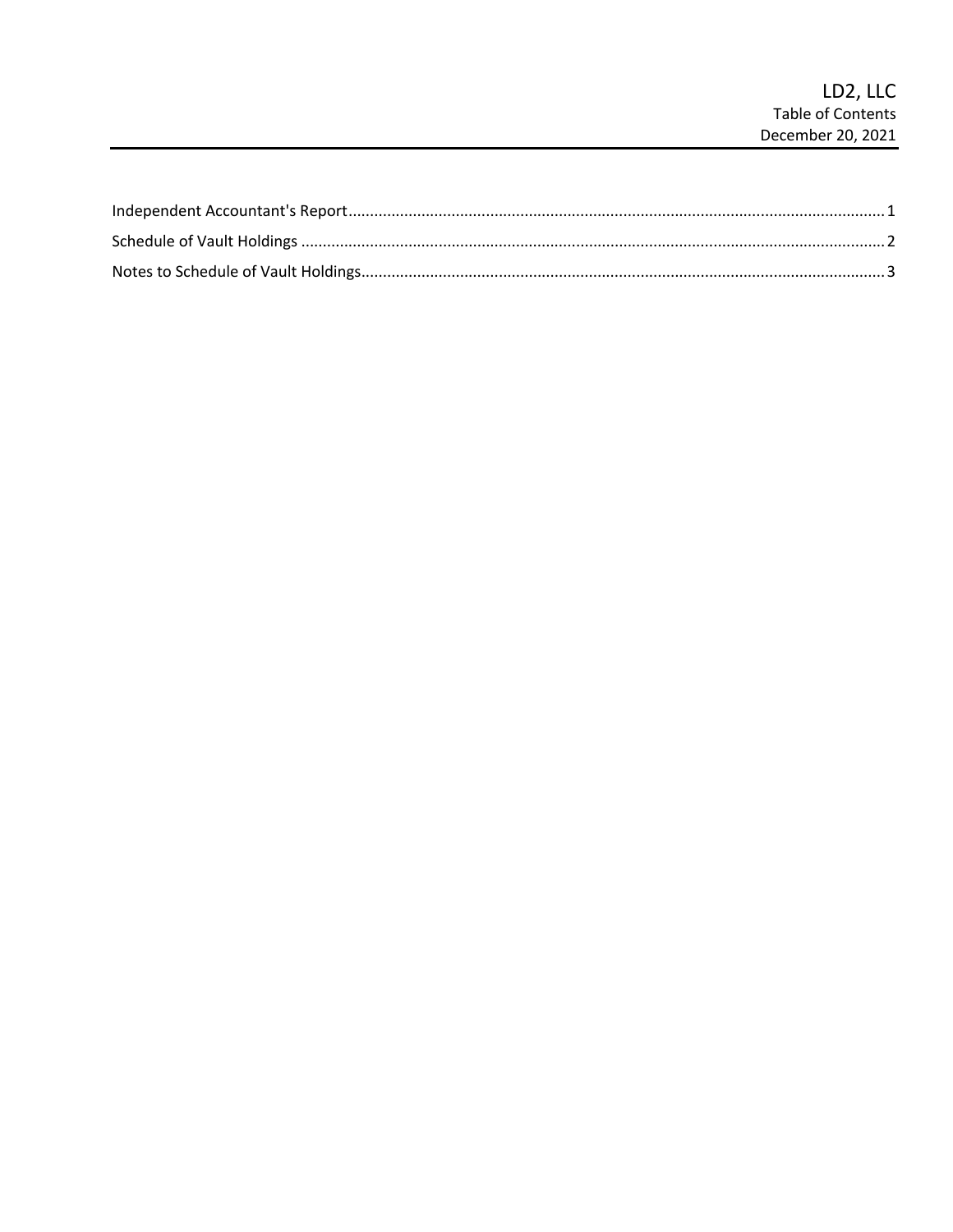# LD2, LLC

Table of Contents

December 20, 2021

| | |
|---|---|
| Independent Accountant's Report | 1 |
| Schedule of Vault Holdings | 2 |
| Notes to Schedule of Vault Holdings | 3 |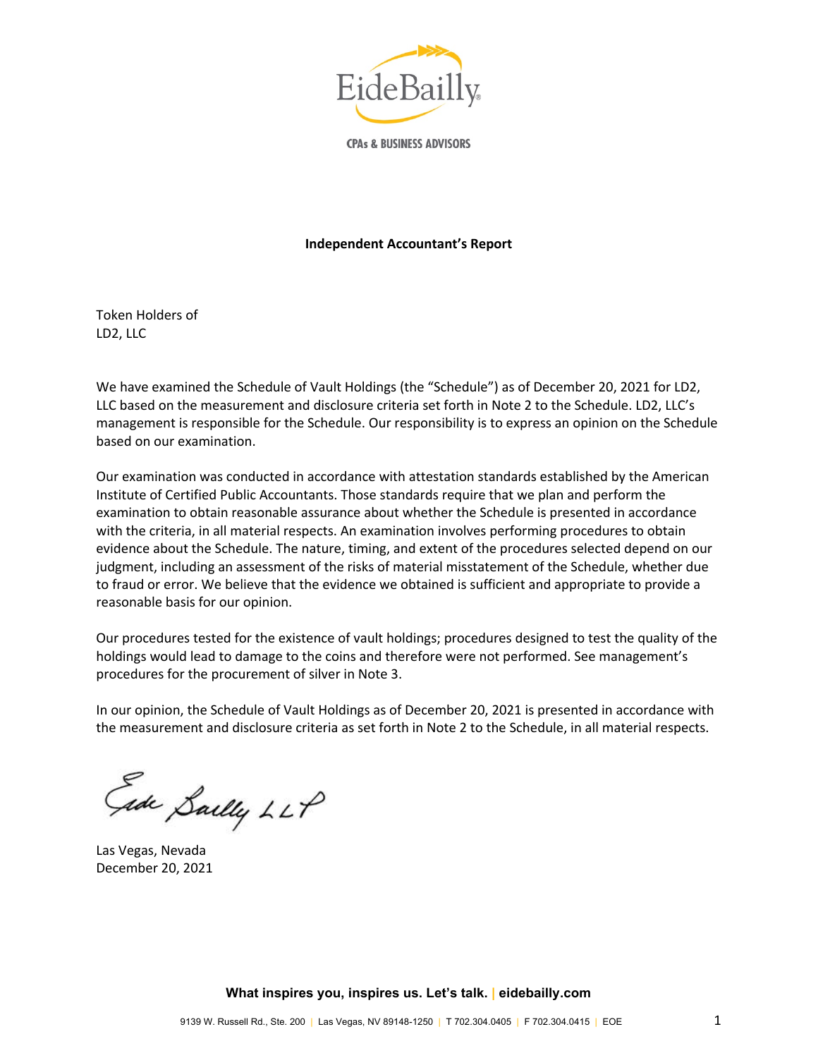EideBailly

CPAs & BUSINESS ADVISORS

**Independent Accountant's Report**

Token Holders of
LD2, LLC

We have examined the Schedule of Vault Holdings (the "Schedule") as of December 20, 2021 for LD2, LLC based on the measurement and disclosure criteria set forth in Note 2 to the Schedule. LD2, LLC's management is responsible for the Schedule. Our responsibility is to express an opinion on the Schedule based on our examination.

Our examination was conducted in accordance with attestation standards established by the American Institute of Certified Public Accountants. Those standards require that we plan and perform the examination to obtain reasonable assurance about whether the Schedule is presented in accordance with the criteria, in all material respects. An examination involves performing procedures to obtain evidence about the Schedule. The nature, timing, and extent of the procedures selected depend on our judgment, including an assessment of the risks of material misstatement of the Schedule, whether due to fraud or error. We believe that the evidence we obtained is sufficient and appropriate to provide a reasonable basis for our opinion.

Our procedures tested for the existence of vault holdings; procedures designed to test the quality of the holdings would lead to damage to the coins and therefore were not performed. See management's procedures for the procurement of silver in Note 3.

In our opinion, the Schedule of Vault Holdings as of December 20, 2021 is presented in accordance with the measurement and disclosure criteria as set forth in Note 2 to the Schedule, in all material respects.

Eide Bailly LLP

Las Vegas, Nevada
December 20, 2021

What inspires you, inspires us. Let's talk. | eidebailly.com

9139 W. Russell Rd., Ste. 200 | Las Vegas, NV 89148-1250 | T 702.304.0405 | F 702.304.0415 | EOE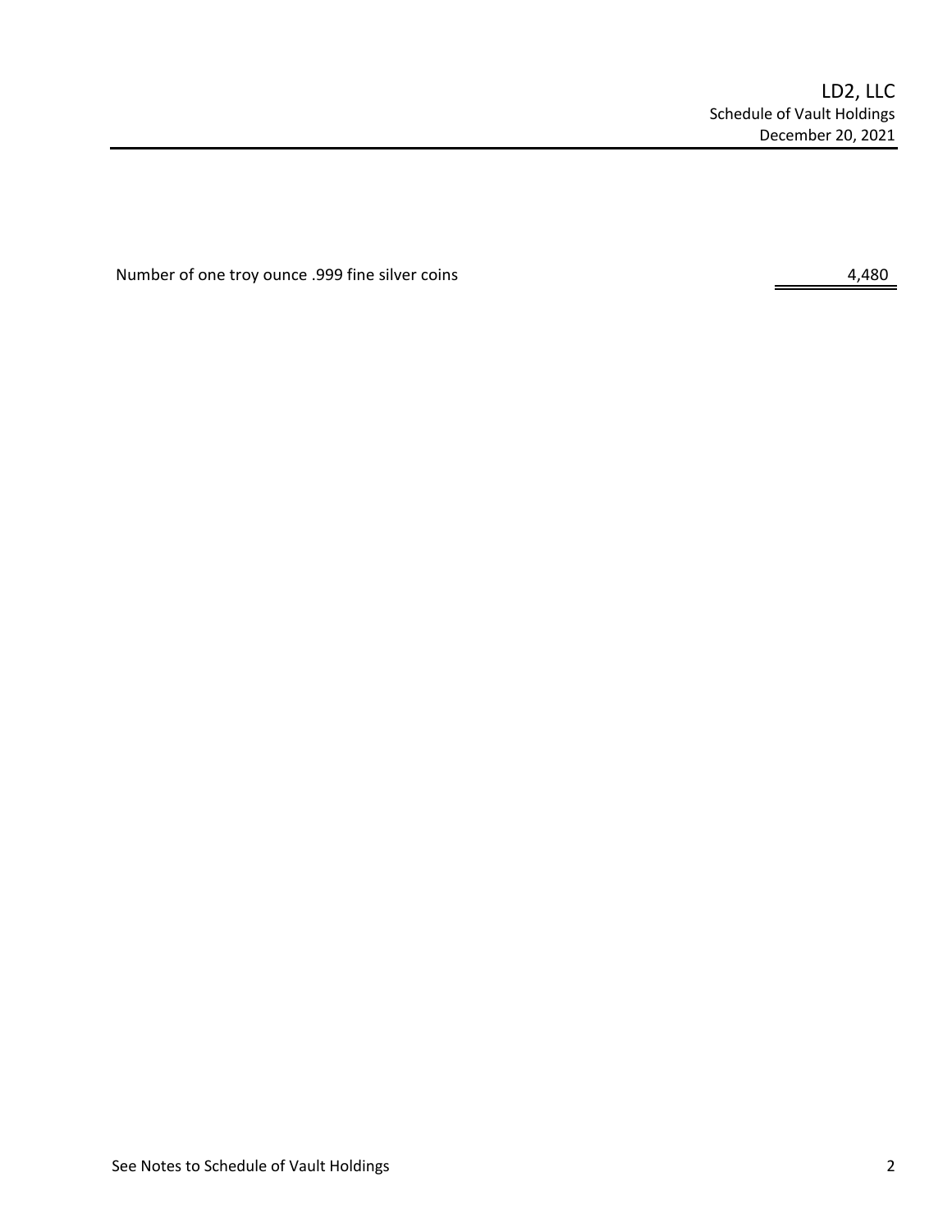# LD2, LLC

## Schedule of Vault Holdings

December 20, 2021

| | |
|---|---|
| Number of one troy ounce .999 fine silver coins | 4,480 |

See Notes to Schedule of Vault Holdings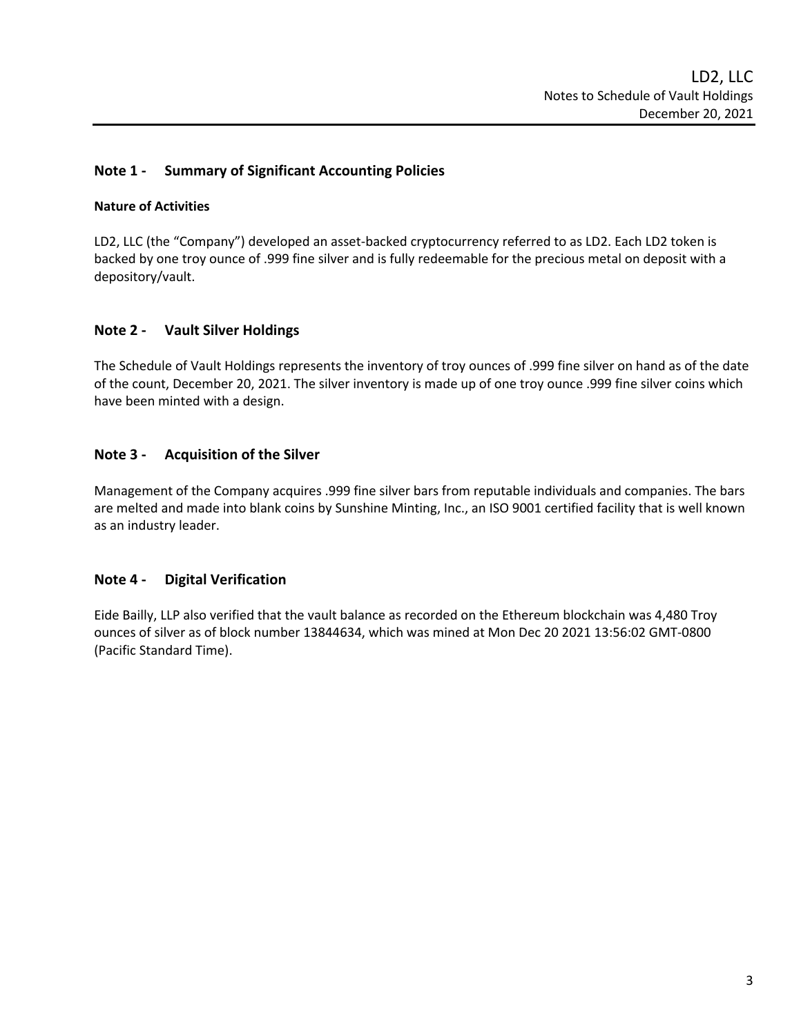## Note 1 - Summary of Significant Accounting Policies

**Nature of Activities**

LD2, LLC (the "Company") developed an asset-backed cryptocurrency referred to as LD2. Each LD2 token is backed by one troy ounce of .999 fine silver and is fully redeemable for the precious metal on deposit with a depository/vault.

## Note 2 - Vault Silver Holdings

The Schedule of Vault Holdings represents the inventory of troy ounces of .999 fine silver on hand as of the date of the count, December 20, 2021. The silver inventory is made up of one troy ounce .999 fine silver coins which have been minted with a design.

## Note 3 - Acquisition of the Silver

Management of the Company acquires .999 fine silver bars from reputable individuals and companies. The bars are melted and made into blank coins by Sunshine Minting, Inc., an ISO 9001 certified facility that is well known as an industry leader.

## Note 4 - Digital Verification

Eide Bailly, LLP also verified that the vault balance as recorded on the Ethereum blockchain was 4,480 Troy ounces of silver as of block number 13844634, which was mined at Mon Dec 20 2021 13:56:02 GMT-0800 (Pacific Standard Time).